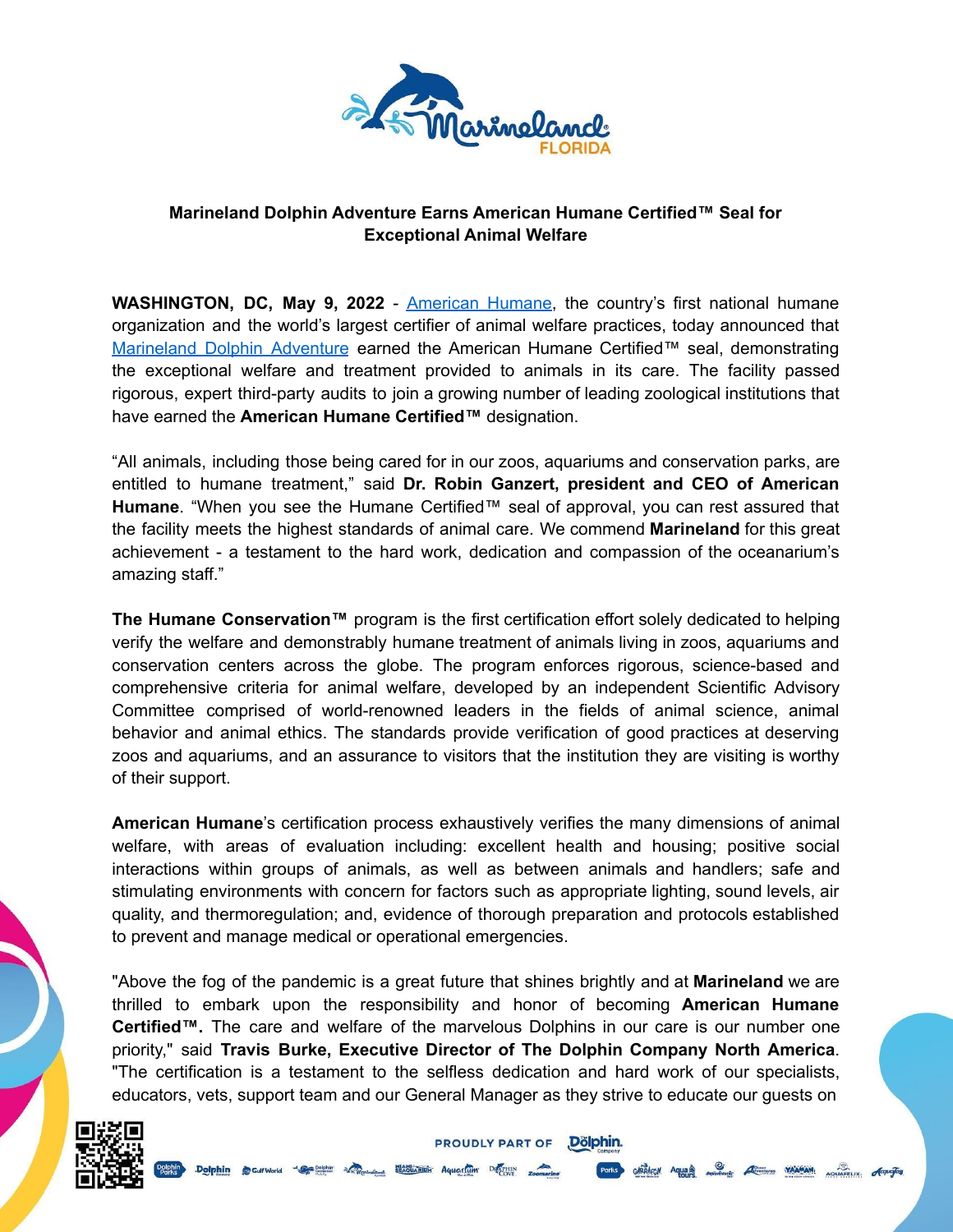**Marineland Dolphin Adventure Earns American Humane Certified™ Seal for Exceptional Animal Welfare**

**WASHINGTON, DC, May 9, 2022** - American Humane, the country's first national humane organization and the world's largest certifier of animal welfare practices, today announced that Marineland Dolphin Adventure earned the American Humane Certified™ seal, demonstrating the exceptional welfare and treatment provided to animals in its care. The facility passed rigorous, expert third-party audits to join a growing number of leading zoological institutions that have earned the **American Humane Certified™** designation.

"All animals, including those being cared for in our zoos, aquariums and conservation parks, are entitled to humane treatment," said **Dr. Robin Ganzert, president and CEO of American Humane**. "When you see the Humane Certified™ seal of approval, you can rest assured that the facility meets the highest standards of animal care. We commend **Marineland** for this great achievement - a testament to the hard work, dedication and compassion of the oceanarium's amazing staff."

**The Humane Conservation™** program is the first certification effort solely dedicated to helping verify the welfare and demonstrably humane treatment of animals living in zoos, aquariums and conservation centers across the globe. The program enforces rigorous, science-based and comprehensive criteria for animal welfare, developed by an independent Scientific Advisory Committee comprised of world-renowned leaders in the fields of animal science, animal behavior and animal ethics. The standards provide verification of good practices at deserving zoos and aquariums, and an assurance to visitors that the institution they are visiting is worthy of their support.

**American Humane**'s certification process exhaustively verifies the many dimensions of animal welfare, with areas of evaluation including: excellent health and housing; positive social interactions within groups of animals, as well as between animals and handlers; safe and stimulating environments with concern for factors such as appropriate lighting, sound levels, air quality, and thermoregulation; and, evidence of thorough preparation and protocols established to prevent and manage medical or operational emergencies.

"Above the fog of the pandemic is a great future that shines brightly and at **Marineland** we are thrilled to embark upon the responsibility and honor of becoming **American Humane Certified™.** The care and welfare of the marvelous Dolphins in our care is our number one priority," said **Travis Burke, Executive Director of The Dolphin Company North America**. "The certification is a testament to the selfless dedication and hard work of our specialists, educators, vets, support team and our General Manager as they strive to educate our guests on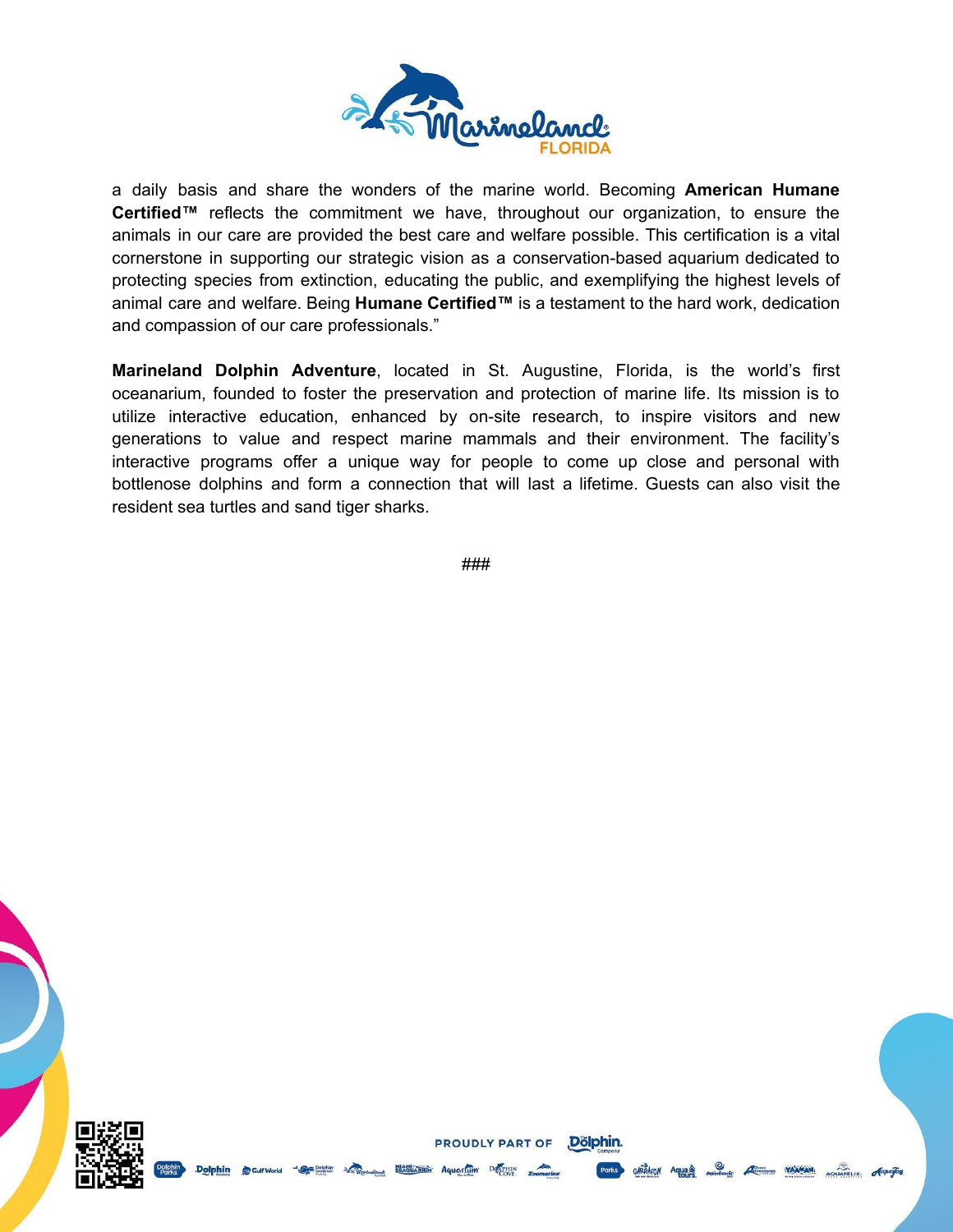a daily basis and share the wonders of the marine world. Becoming **American Humane Certified™** reflects the commitment we have, throughout our organization, to ensure the animals in our care are provided the best care and welfare possible. This certification is a vital cornerstone in supporting our strategic vision as a conservation-based aquarium dedicated to protecting species from extinction, educating the public, and exemplifying the highest levels of animal care and welfare. Being **Humane Certified™** is a testament to the hard work, dedication and compassion of our care professionals."

**Marineland Dolphin Adventure**, located in St. Augustine, Florida, is the world's first oceanarium, founded to foster the preservation and protection of marine life. Its mission is to utilize interactive education, enhanced by on-site research, to inspire visitors and new generations to value and respect marine mammals and their environment. The facility's interactive programs offer a unique way for people to come up close and personal with bottlenose dolphins and form a connection that will last a lifetime. Guests can also visit the resident sea turtles and sand tiger sharks.

###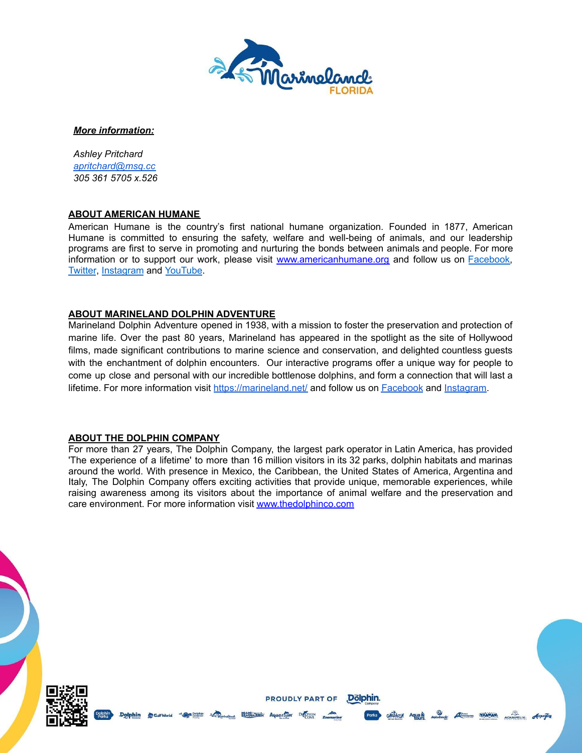***More information:***

*Ashley Pritchard*
*apritchard@msq.cc*
*305 361 5705 x.526*

**ABOUT AMERICAN HUMANE**

American Humane is the country's first national humane organization. Founded in 1877, American Humane is committed to ensuring the safety, welfare and well-being of animals, and our leadership programs are first to serve in promoting and nurturing the bonds between animals and people. For more information or to support our work, please visit www.americanhumane.org and follow us on Facebook, Twitter, Instagram and YouTube.

**ABOUT MARINELAND DOLPHIN ADVENTURE**

Marineland Dolphin Adventure opened in 1938, with a mission to foster the preservation and protection of marine life. Over the past 80 years, Marineland has appeared in the spotlight as the site of Hollywood films, made significant contributions to marine science and conservation, and delighted countless guests with the enchantment of dolphin encounters. Our interactive programs offer a unique way for people to come up close and personal with our incredible bottlenose dolphins, and form a connection that will last a lifetime. For more information visit https://marineland.net/ and follow us on Facebook and Instagram.

**ABOUT THE DOLPHIN COMPANY**

For more than 27 years, The Dolphin Company, the largest park operator in Latin America, has provided 'The experience of a lifetime' to more than 16 million visitors in its 32 parks, dolphin habitats and marinas around the world. With presence in Mexico, the Caribbean, the United States of America, Argentina and Italy, The Dolphin Company offers exciting activities that provide unique, memorable experiences, while raising awareness among its visitors about the importance of animal welfare and the preservation and care environment. For more information visit www.thedolphinco.com

PROUDLY PART OF The Dolphin Company